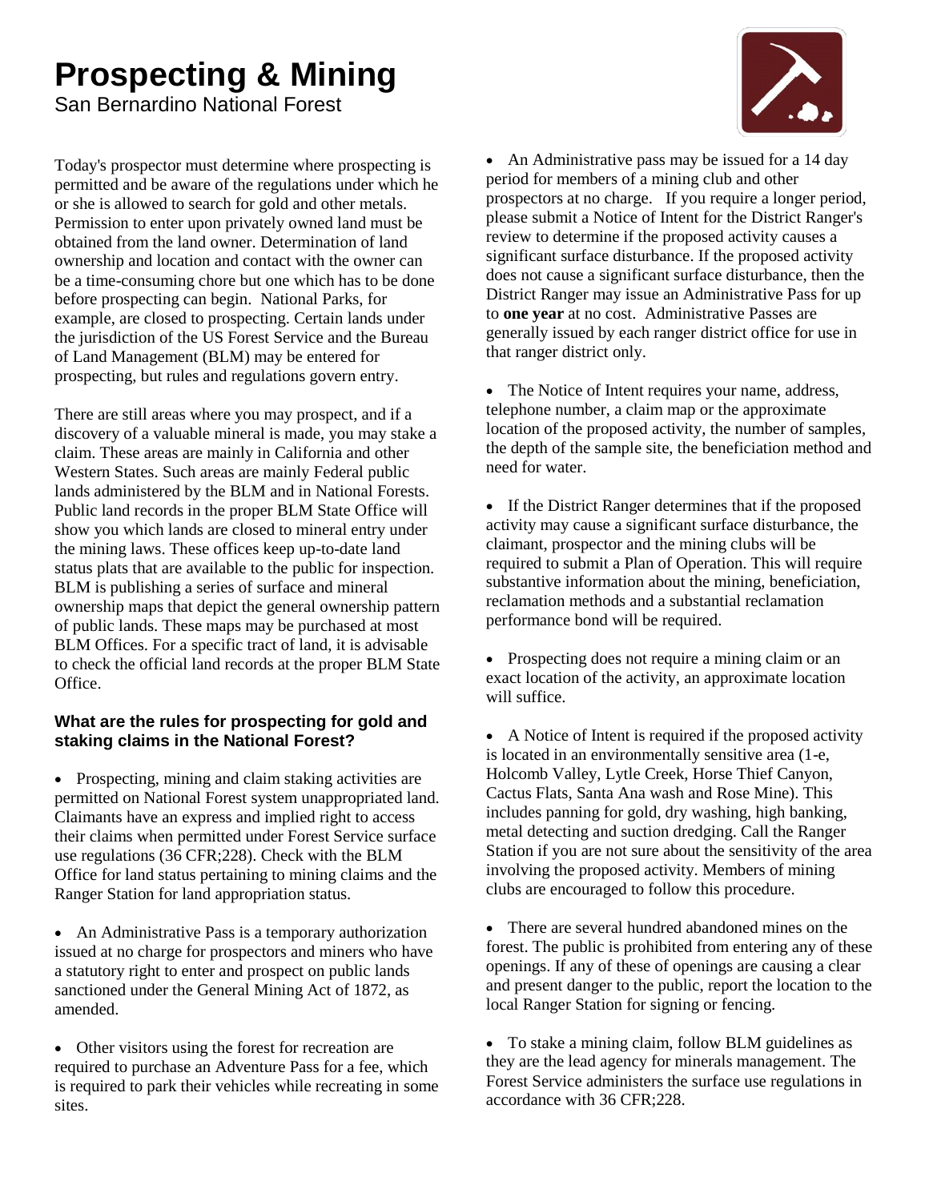# Prospecting & Mining

San Bernardino National Forest

Today's prospector must determine where prospecting is permitted and be aware of the regulations under which he or she is allowed to search for gold and other metals. Permission to enter upon privately owned land must be obtained from the land owner. Determination of land ownership and location and contact with the owner can be a time-consuming chore but one which has to be done before prospecting can begin. National Parks, for example, are closed to prospecting. Certain lands under the jurisdiction of the US Forest Service and the Bureau of Land Management (BLM) may be entered for prospecting, but rules and regulations govern entry.

There are still areas where you may prospect, and if a discovery of a valuable mineral is made, you may stake a claim. These areas are mainly in California and other Western States. Such areas are mainly Federal public lands administered by the BLM and in National Forests. Public land records in the proper BLM State Office will show you which lands are closed to mineral entry under the mining laws. These offices keep up-to-date land status plats that are available to the public for inspection. BLM is publishing a series of surface and mineral ownership maps that depict the general ownership pattern of public lands. These maps may be purchased at most BLM Offices. For a specific tract of land, it is advisable to check the official land records at the proper BLM State Office.

### What are the rules for prospecting for gold and staking claims in the National Forest?

- Prospecting, mining and claim staking activities are permitted on National Forest system unappropriated land. Claimants have an express and implied right to access their claims when permitted under Forest Service surface use regulations (36 CFR;228). Check with the BLM Office for land status pertaining to mining claims and the Ranger Station for land appropriation status.

- An Administrative Pass is a temporary authorization issued at no charge for prospectors and miners who have a statutory right to enter and prospect on public lands sanctioned under the General Mining Act of 1872, as amended.

- Other visitors using the forest for recreation are required to purchase an Adventure Pass for a fee, which is required to park their vehicles while recreating in some sites.

- An Administrative pass may be issued for a 14 day period for members of a mining club and other prospectors at no charge. If you require a longer period, please submit a Notice of Intent for the District Ranger's review to determine if the proposed activity causes a significant surface disturbance. If the proposed activity does not cause a significant surface disturbance, then the District Ranger may issue an Administrative Pass for up to **one year** at no cost. Administrative Passes are generally issued by each ranger district office for use in that ranger district only.

- The Notice of Intent requires your name, address, telephone number, a claim map or the approximate location of the proposed activity, the number of samples, the depth of the sample site, the beneficiation method and need for water.

- If the District Ranger determines that if the proposed activity may cause a significant surface disturbance, the claimant, prospector and the mining clubs will be required to submit a Plan of Operation. This will require substantive information about the mining, beneficiation, reclamation methods and a substantial reclamation performance bond will be required.

- Prospecting does not require a mining claim or an exact location of the activity, an approximate location will suffice.

- A Notice of Intent is required if the proposed activity is located in an environmentally sensitive area (1-e, Holcomb Valley, Lytle Creek, Horse Thief Canyon, Cactus Flats, Santa Ana wash and Rose Mine). This includes panning for gold, dry washing, high banking, metal detecting and suction dredging. Call the Ranger Station if you are not sure about the sensitivity of the area involving the proposed activity. Members of mining clubs are encouraged to follow this procedure.

- There are several hundred abandoned mines on the forest. The public is prohibited from entering any of these openings. If any of these of openings are causing a clear and present danger to the public, report the location to the local Ranger Station for signing or fencing.

- To stake a mining claim, follow BLM guidelines as they are the lead agency for minerals management. The Forest Service administers the surface use regulations in accordance with 36 CFR;228.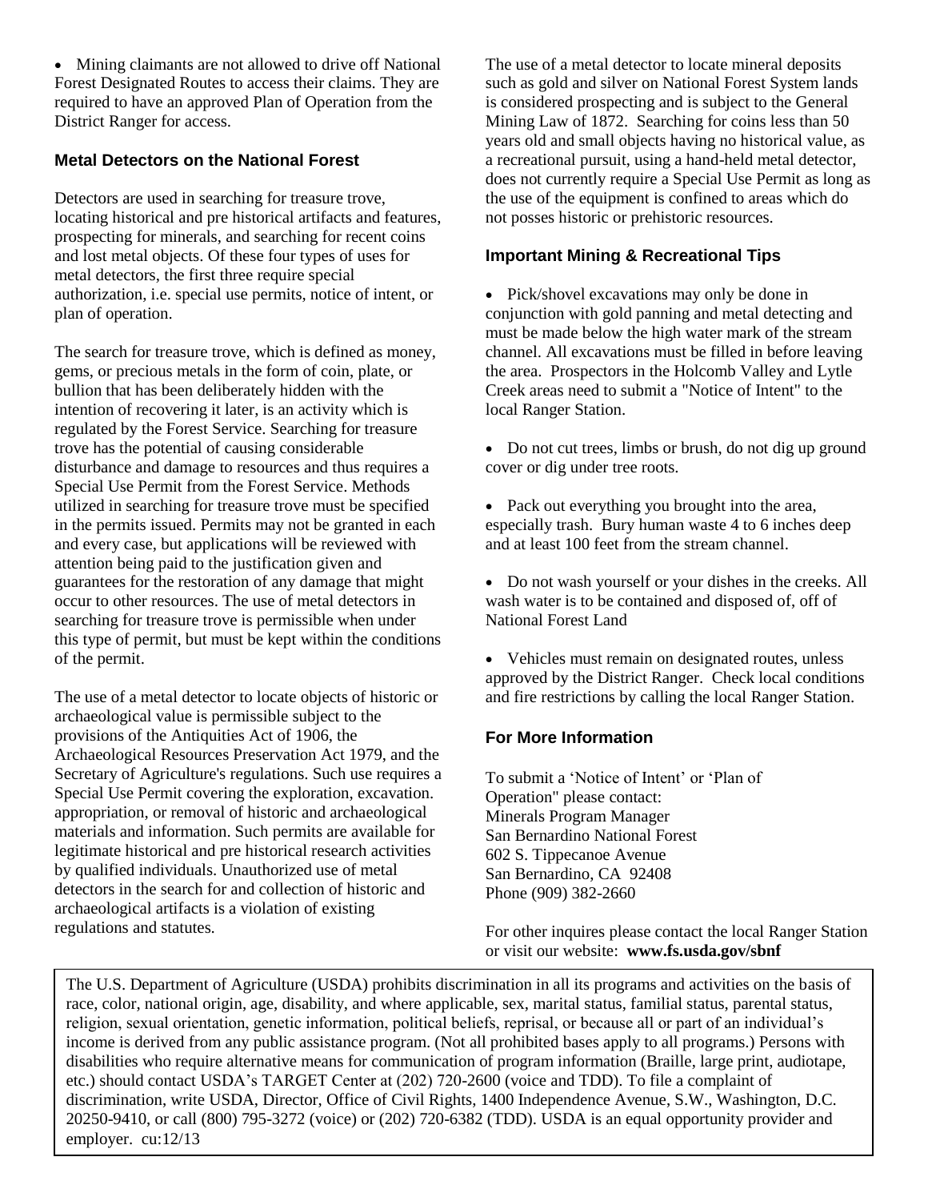- Mining claimants are not allowed to drive off National Forest Designated Routes to access their claims. They are required to have an approved Plan of Operation from the District Ranger for access.

### Metal Detectors on the National Forest

Detectors are used in searching for treasure trove, locating historical and pre historical artifacts and features, prospecting for minerals, and searching for recent coins and lost metal objects. Of these four types of uses for metal detectors, the first three require special authorization, i.e. special use permits, notice of intent, or plan of operation.

The search for treasure trove, which is defined as money, gems, or precious metals in the form of coin, plate, or bullion that has been deliberately hidden with the intention of recovering it later, is an activity which is regulated by the Forest Service. Searching for treasure trove has the potential of causing considerable disturbance and damage to resources and thus requires a Special Use Permit from the Forest Service. Methods utilized in searching for treasure trove must be specified in the permits issued. Permits may not be granted in each and every case, but applications will be reviewed with attention being paid to the justification given and guarantees for the restoration of any damage that might occur to other resources. The use of metal detectors in searching for treasure trove is permissible when under this type of permit, but must be kept within the conditions of the permit.

The use of a metal detector to locate objects of historic or archaeological value is permissible subject to the provisions of the Antiquities Act of 1906, the Archaeological Resources Preservation Act 1979, and the Secretary of Agriculture's regulations. Such use requires a Special Use Permit covering the exploration, excavation. appropriation, or removal of historic and archaeological materials and information. Such permits are available for legitimate historical and pre historical research activities by qualified individuals. Unauthorized use of metal detectors in the search for and collection of historic and archaeological artifacts is a violation of existing regulations and statutes.

The use of a metal detector to locate mineral deposits such as gold and silver on National Forest System lands is considered prospecting and is subject to the General Mining Law of 1872. Searching for coins less than 50 years old and small objects having no historical value, as a recreational pursuit, using a hand-held metal detector, does not currently require a Special Use Permit as long as the use of the equipment is confined to areas which do not posses historic or prehistoric resources.

### Important Mining & Recreational Tips

- Pick/shovel excavations may only be done in conjunction with gold panning and metal detecting and must be made below the high water mark of the stream channel. All excavations must be filled in before leaving the area. Prospectors in the Holcomb Valley and Lytle Creek areas need to submit a "Notice of Intent" to the local Ranger Station.

- Do not cut trees, limbs or brush, do not dig up ground cover or dig under tree roots.

- Pack out everything you brought into the area, especially trash. Bury human waste 4 to 6 inches deep and at least 100 feet from the stream channel.

- Do not wash yourself or your dishes in the creeks. All wash water is to be contained and disposed of, off of National Forest Land

- Vehicles must remain on designated routes, unless approved by the District Ranger. Check local conditions and fire restrictions by calling the local Ranger Station.

### For More Information

To submit a 'Notice of Intent' or 'Plan of Operation" please contact:
Minerals Program Manager
San Bernardino National Forest
602 S. Tippecanoe Avenue
San Bernardino, CA 92408
Phone (909) 382-2660

For other inquires please contact the local Ranger Station or visit our website: **www.fs.usda.gov/sbnf**

The U.S. Department of Agriculture (USDA) prohibits discrimination in all its programs and activities on the basis of race, color, national origin, age, disability, and where applicable, sex, marital status, familial status, parental status, religion, sexual orientation, genetic information, political beliefs, reprisal, or because all or part of an individual's income is derived from any public assistance program. (Not all prohibited bases apply to all programs.) Persons with disabilities who require alternative means for communication of program information (Braille, large print, audiotape, etc.) should contact USDA's TARGET Center at (202) 720-2600 (voice and TDD). To file a complaint of discrimination, write USDA, Director, Office of Civil Rights, 1400 Independence Avenue, S.W., Washington, D.C. 20250-9410, or call (800) 795-3272 (voice) or (202) 720-6382 (TDD). USDA is an equal opportunity provider and employer. cu:12/13